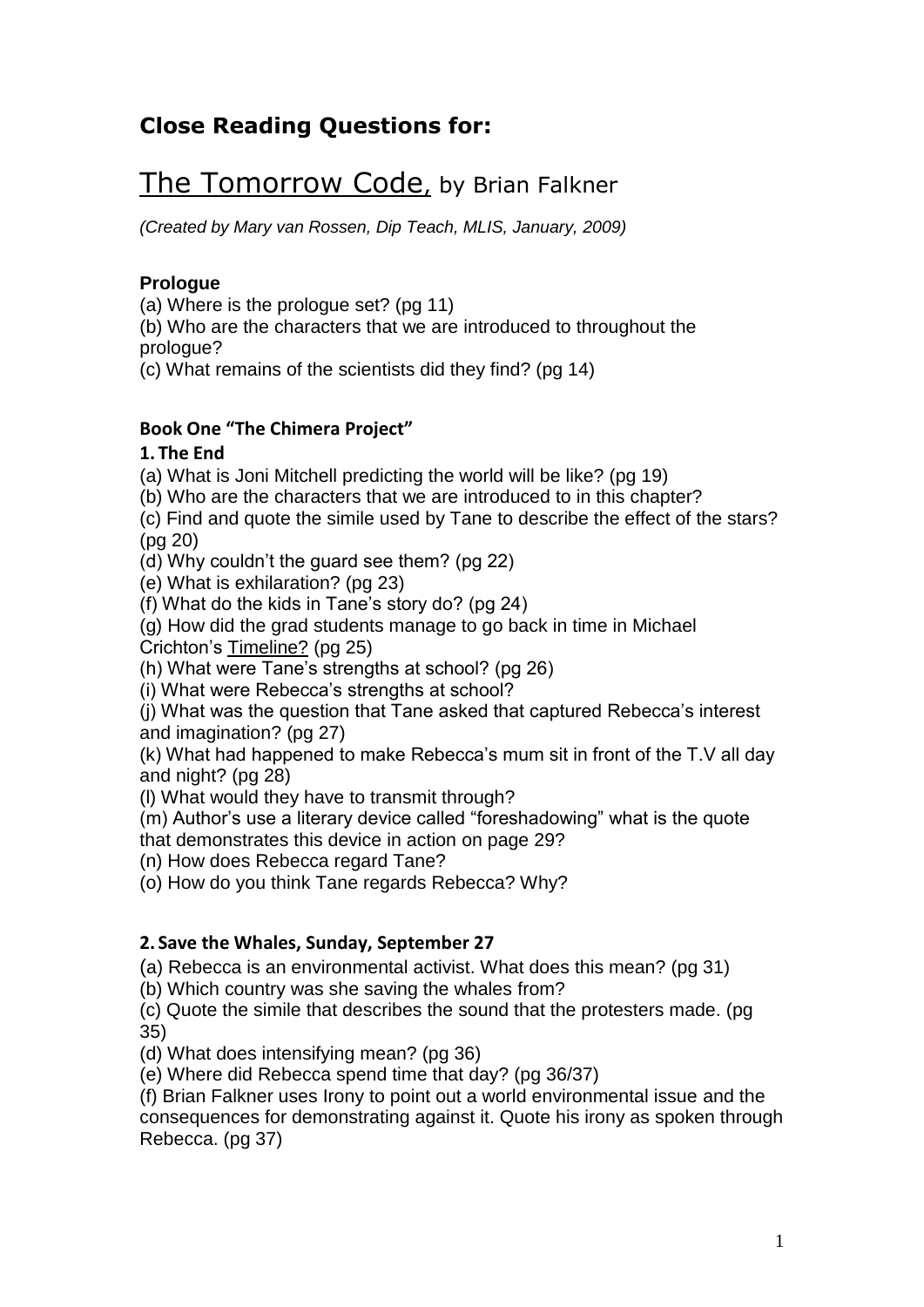# Close Reading Questions for:

## <u>The Tomorrow Code,</u> by Brian Falkner

*(Created by Mary van Rossen, Dip Teach, MLIS, January, 2009)*

### Prologue

(a) Where is the prologue set? (pg 11)
(b) Who are the characters that we are introduced to throughout the prologue?
(c) What remains of the scientists did they find? (pg 14)

### Book One "The Chimera Project"

#### 1. The End

(a) What is Joni Mitchell predicting the world will be like? (pg 19)
(b) Who are the characters that we are introduced to in this chapter?
(c) Find and quote the simile used by Tane to describe the effect of the stars? (pg 20)
(d) Why couldn't the guard see them? (pg 22)
(e) What is exhilaration? (pg 23)
(f) What do the kids in Tane's story do? (pg 24)
(g) How did the grad students manage to go back in time in Michael Crichton's <u>Timeline?</u> (pg 25)
(h) What were Tane's strengths at school? (pg 26)
(i) What were Rebecca's strengths at school?
(j) What was the question that Tane asked that captured Rebecca's interest and imagination? (pg 27)
(k) What had happened to make Rebecca's mum sit in front of the T.V all day and night? (pg 28)
(l) What would they have to transmit through?
(m) Author's use a literary device called "foreshadowing" what is the quote that demonstrates this device in action on page 29?
(n) How does Rebecca regard Tane?
(o) How do you think Tane regards Rebecca? Why?

#### 2. Save the Whales, Sunday, September 27

(a) Rebecca is an environmental activist. What does this mean? (pg 31)
(b) Which country was she saving the whales from?
(c) Quote the simile that describes the sound that the protesters made. (pg 35)
(d) What does intensifying mean? (pg 36)
(e) Where did Rebecca spend time that day? (pg 36/37)
(f) Brian Falkner uses Irony to point out a world environmental issue and the consequences for demonstrating against it. Quote his irony as spoken through Rebecca. (pg 37)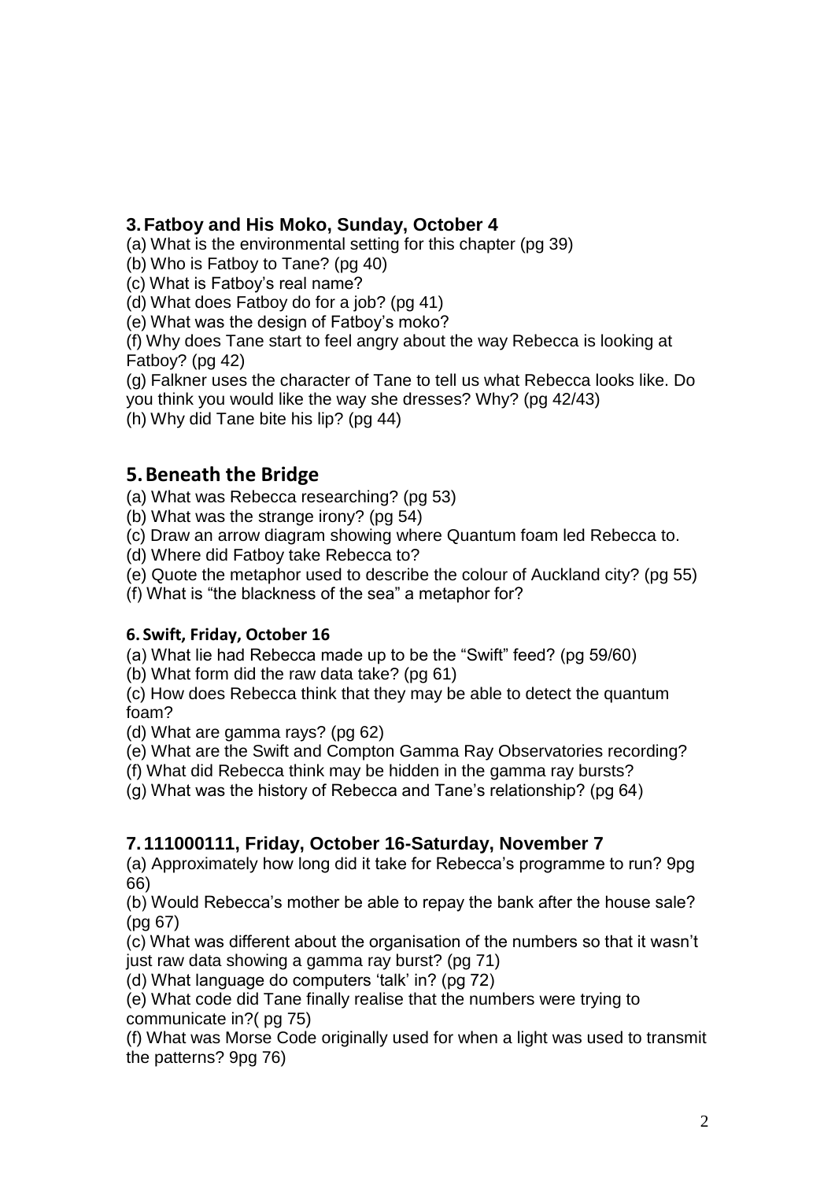## 3. Fatboy and His Moko, Sunday, October 4

(a) What is the environmental setting for this chapter (pg 39)
(b) Who is Fatboy to Tane? (pg 40)
(c) What is Fatboy's real name?
(d) What does Fatboy do for a job? (pg 41)
(e) What was the design of Fatboy's moko?
(f) Why does Tane start to feel angry about the way Rebecca is looking at Fatboy? (pg 42)
(g) Falkner uses the character of Tane to tell us what Rebecca looks like. Do you think you would like the way she dresses? Why? (pg 42/43)
(h) Why did Tane bite his lip? (pg 44)

## 5. Beneath the Bridge

(a) What was Rebecca researching? (pg 53)
(b) What was the strange irony? (pg 54)
(c) Draw an arrow diagram showing where Quantum foam led Rebecca to.
(d) Where did Fatboy take Rebecca to?
(e) Quote the metaphor used to describe the colour of Auckland city? (pg 55)
(f) What is "the blackness of the sea" a metaphor for?

### 6. Swift, Friday, October 16

(a) What lie had Rebecca made up to be the "Swift" feed? (pg 59/60)
(b) What form did the raw data take? (pg 61)
(c) How does Rebecca think that they may be able to detect the quantum foam?
(d) What are gamma rays? (pg 62)
(e) What are the Swift and Compton Gamma Ray Observatories recording?
(f) What did Rebecca think may be hidden in the gamma ray bursts?
(g) What was the history of Rebecca and Tane's relationship? (pg 64)

## 7. 111000111, Friday, October 16-Saturday, November 7

(a) Approximately how long did it take for Rebecca's programme to run? 9pg 66)
(b) Would Rebecca's mother be able to repay the bank after the house sale? (pg 67)
(c) What was different about the organisation of the numbers so that it wasn't just raw data showing a gamma ray burst? (pg 71)
(d) What language do computers 'talk' in? (pg 72)
(e) What code did Tane finally realise that the numbers were trying to communicate in?( pg 75)
(f) What was Morse Code originally used for when a light was used to transmit the patterns? 9pg 76)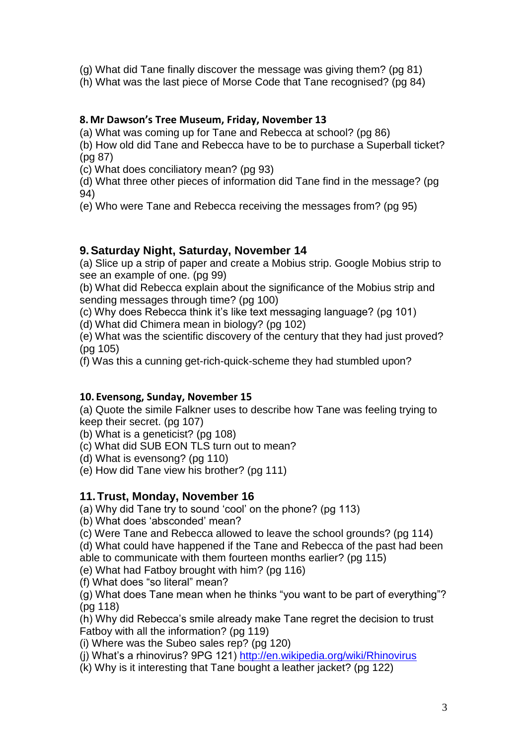(g) What did Tane finally discover the message was giving them? (pg 81)
(h) What was the last piece of Morse Code that Tane recognised? (pg 84)

### 8. Mr Dawson's Tree Museum, Friday, November 13

(a) What was coming up for Tane and Rebecca at school? (pg 86)
(b) How old did Tane and Rebecca have to be to purchase a Superball ticket? (pg 87)
(c) What does conciliatory mean? (pg 93)
(d) What three other pieces of information did Tane find in the message? (pg 94)
(e) Who were Tane and Rebecca receiving the messages from? (pg 95)

## 9. Saturday Night, Saturday, November 14

(a) Slice up a strip of paper and create a Mobius strip. Google Mobius strip to see an example of one. (pg 99)
(b) What did Rebecca explain about the significance of the Mobius strip and sending messages through time? (pg 100)
(c) Why does Rebecca think it's like text messaging language? (pg 101)
(d) What did Chimera mean in biology? (pg 102)
(e) What was the scientific discovery of the century that they had just proved? (pg 105)
(f) Was this a cunning get-rich-quick-scheme they had stumbled upon?

### 10. Evensong, Sunday, November 15

(a) Quote the simile Falkner uses to describe how Tane was feeling trying to keep their secret. (pg 107)
(b) What is a geneticist? (pg 108)
(c) What did SUB EON TLS turn out to mean?
(d) What is evensong? (pg 110)
(e) How did Tane view his brother? (pg 111)

## 11. Trust, Monday, November 16

(a) Why did Tane try to sound 'cool' on the phone? (pg 113)
(b) What does 'absconded' mean?
(c) Were Tane and Rebecca allowed to leave the school grounds? (pg 114)
(d) What could have happened if the Tane and Rebecca of the past had been able to communicate with them fourteen months earlier? (pg 115)
(e) What had Fatboy brought with him? (pg 116)
(f) What does "so literal" mean?
(g) What does Tane mean when he thinks "you want to be part of everything"? (pg 118)
(h) Why did Rebecca's smile already make Tane regret the decision to trust Fatboy with all the information? (pg 119)
(i) Where was the Subeo sales rep? (pg 120)
(j) What's a rhinovirus? 9PG 121) http://en.wikipedia.org/wiki/Rhinovirus
(k) Why is it interesting that Tane bought a leather jacket? (pg 122)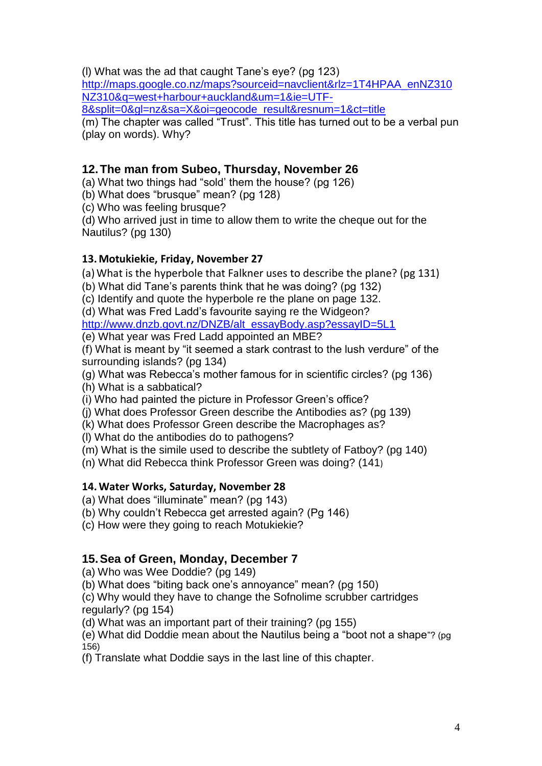(l) What was the ad that caught Tane's eye? (pg 123)
http://maps.google.co.nz/maps?sourceid=navclient&rlz=1T4HPAA_enNZ310NZ310&q=west+harbour+auckland&um=1&ie=UTF-8&split=0&gl=nz&sa=X&oi=geocode_result&resnum=1&ct=title
(m) The chapter was called "Trust". This title has turned out to be a verbal pun (play on words). Why?

## 12. The man from Subeo, Thursday, November 26

(a) What two things had "sold' them the house? (pg 126)
(b) What does "brusque" mean? (pg 128)
(c) Who was feeling brusque?
(d) Who arrived just in time to allow them to write the cheque out for the Nautilus? (pg 130)

### 13. Motukiekie, Friday, November 27

(a) What is the hyperbole that Falkner uses to describe the plane? (pg 131)
(b) What did Tane's parents think that he was doing? (pg 132)
(c) Identify and quote the hyperbole re the plane on page 132.
(d) What was Fred Ladd's favourite saying re the Widgeon?
http://www.dnzb.govt.nz/DNZB/alt_essayBody.asp?essayID=5L1
(e) What year was Fred Ladd appointed an MBE?
(f) What is meant by "it seemed a stark contrast to the lush verdure" of the surrounding islands? (pg 134)
(g) What was Rebecca's mother famous for in scientific circles? (pg 136)
(h) What is a sabbatical?
(i) Who had painted the picture in Professor Green's office?
(j) What does Professor Green describe the Antibodies as? (pg 139)
(k) What does Professor Green describe the Macrophages as?
(l) What do the antibodies do to pathogens?
(m) What is the simile used to describe the subtlety of Fatboy? (pg 140)
(n) What did Rebecca think Professor Green was doing? (141)

### 14. Water Works, Saturday, November 28

(a) What does "illuminate" mean? (pg 143)
(b) Why couldn't Rebecca get arrested again? (Pg 146)
(c) How were they going to reach Motukiekie?

## 15. Sea of Green, Monday, December 7

(a) Who was Wee Doddie? (pg 149)
(b) What does "biting back one's annoyance" mean? (pg 150)
(c) Why would they have to change the Sofnolime scrubber cartridges regularly? (pg 154)
(d) What was an important part of their training? (pg 155)
(e) What did Doddie mean about the Nautilus being a "boot not a shape"? (pg 156)
(f) Translate what Doddie says in the last line of this chapter.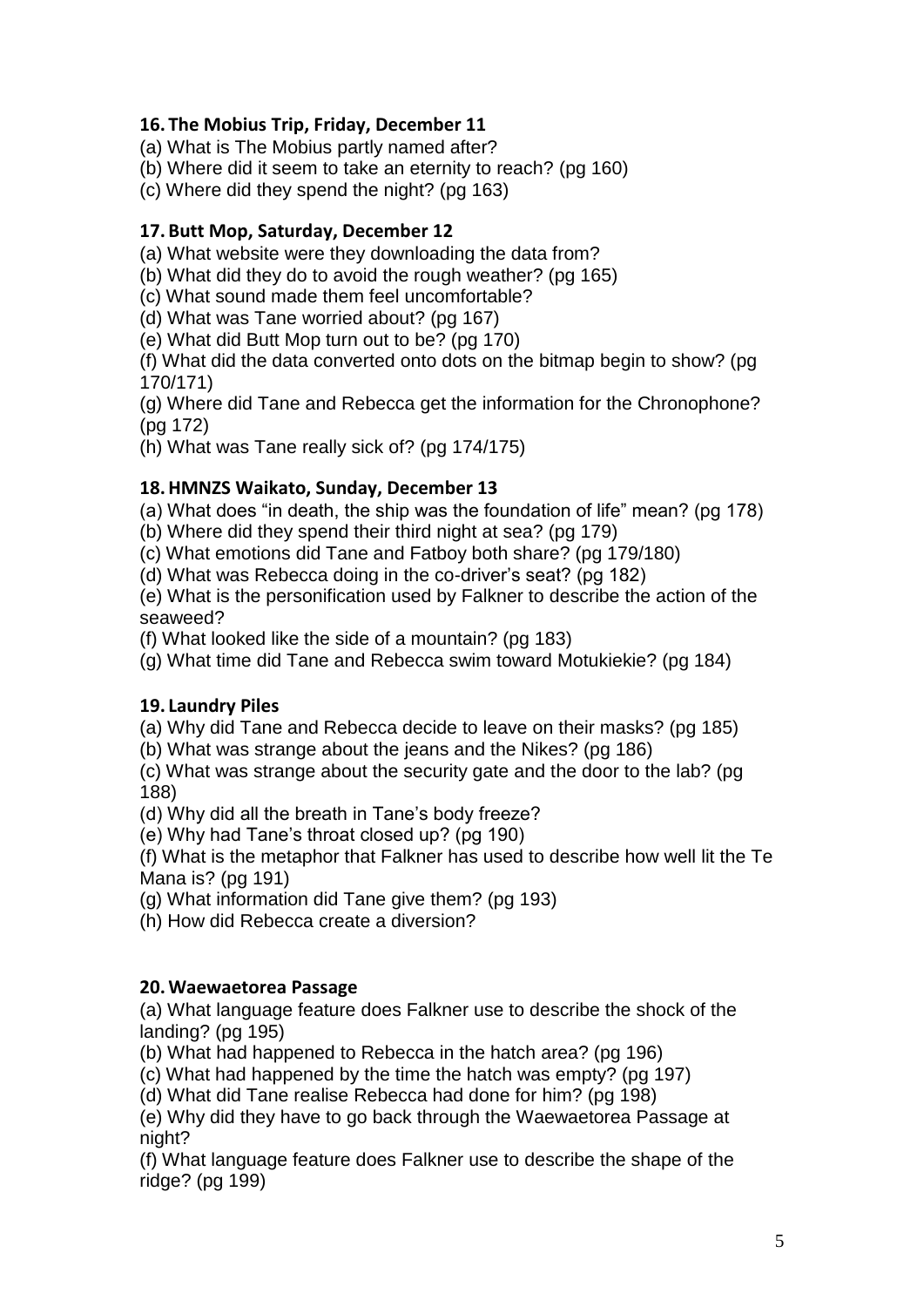### 16. The Mobius Trip, Friday, December 11

(a) What is The Mobius partly named after?
(b) Where did it seem to take an eternity to reach? (pg 160)
(c) Where did they spend the night? (pg 163)

### 17. Butt Mop, Saturday, December 12

(a) What website were they downloading the data from?
(b) What did they do to avoid the rough weather? (pg 165)
(c) What sound made them feel uncomfortable?
(d) What was Tane worried about? (pg 167)
(e) What did Butt Mop turn out to be? (pg 170)
(f) What did the data converted onto dots on the bitmap begin to show? (pg 170/171)
(g) Where did Tane and Rebecca get the information for the Chronophone? (pg 172)
(h) What was Tane really sick of? (pg 174/175)

### 18. HMNZS Waikato, Sunday, December 13

(a) What does "in death, the ship was the foundation of life" mean? (pg 178)
(b) Where did they spend their third night at sea? (pg 179)
(c) What emotions did Tane and Fatboy both share? (pg 179/180)
(d) What was Rebecca doing in the co-driver's seat? (pg 182)
(e) What is the personification used by Falkner to describe the action of the seaweed?
(f) What looked like the side of a mountain? (pg 183)
(g) What time did Tane and Rebecca swim toward Motukiekie? (pg 184)

### 19. Laundry Piles

(a) Why did Tane and Rebecca decide to leave on their masks? (pg 185)
(b) What was strange about the jeans and the Nikes? (pg 186)
(c) What was strange about the security gate and the door to the lab? (pg 188)
(d) Why did all the breath in Tane's body freeze?
(e) Why had Tane's throat closed up? (pg 190)
(f) What is the metaphor that Falkner has used to describe how well lit the Te Mana is? (pg 191)
(g) What information did Tane give them? (pg 193)
(h) How did Rebecca create a diversion?

### 20. Waewaetorea Passage

(a) What language feature does Falkner use to describe the shock of the landing? (pg 195)
(b) What had happened to Rebecca in the hatch area? (pg 196)
(c) What had happened by the time the hatch was empty? (pg 197)
(d) What did Tane realise Rebecca had done for him? (pg 198)
(e) Why did they have to go back through the Waewaetorea Passage at night?
(f) What language feature does Falkner use to describe the shape of the ridge? (pg 199)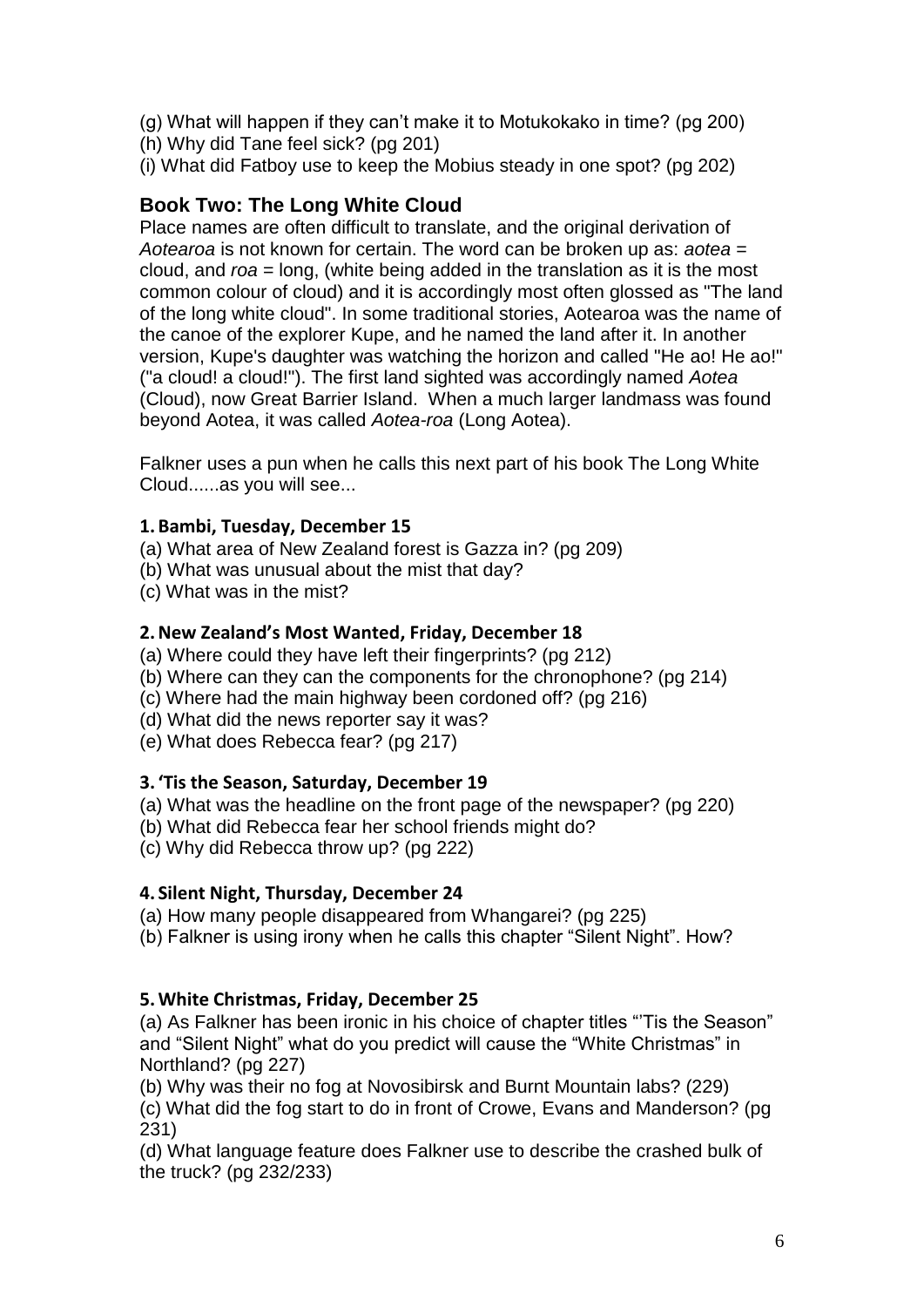(g) What will happen if they can't make it to Motukokako in time? (pg 200)
(h) Why did Tane feel sick? (pg 201)
(i) What did Fatboy use to keep the Mobius steady in one spot? (pg 202)

## Book Two: The Long White Cloud

Place names are often difficult to translate, and the original derivation of *Aotearoa* is not known for certain. The word can be broken up as: *aotea* = cloud, and *roa* = long, (white being added in the translation as it is the most common colour of cloud) and it is accordingly most often glossed as "The land of the long white cloud". In some traditional stories, Aotearoa was the name of the canoe of the explorer Kupe, and he named the land after it. In another version, Kupe's daughter was watching the horizon and called "He ao! He ao!" ("a cloud! a cloud!"). The first land sighted was accordingly named *Aotea* (Cloud), now Great Barrier Island. When a much larger landmass was found beyond Aotea, it was called *Aotea-roa* (Long Aotea).

Falkner uses a pun when he calls this next part of his book The Long White Cloud......as you will see...

### 1. Bambi, Tuesday, December 15

(a) What area of New Zealand forest is Gazza in? (pg 209)
(b) What was unusual about the mist that day?
(c) What was in the mist?

### 2. New Zealand's Most Wanted, Friday, December 18

(a) Where could they have left their fingerprints? (pg 212)
(b) Where can they can the components for the chronophone? (pg 214)
(c) Where had the main highway been cordoned off? (pg 216)
(d) What did the news reporter say it was?
(e) What does Rebecca fear? (pg 217)

### 3. 'Tis the Season, Saturday, December 19

(a) What was the headline on the front page of the newspaper? (pg 220)
(b) What did Rebecca fear her school friends might do?
(c) Why did Rebecca throw up? (pg 222)

### 4. Silent Night, Thursday, December 24

(a) How many people disappeared from Whangarei? (pg 225)
(b) Falkner is using irony when he calls this chapter "Silent Night". How?

### 5. White Christmas, Friday, December 25

(a) As Falkner has been ironic in his choice of chapter titles "'Tis the Season" and "Silent Night" what do you predict will cause the "White Christmas" in Northland? (pg 227)
(b) Why was their no fog at Novosibirsk and Burnt Mountain labs? (229)
(c) What did the fog start to do in front of Crowe, Evans and Manderson? (pg 231)
(d) What language feature does Falkner use to describe the crashed bulk of the truck? (pg 232/233)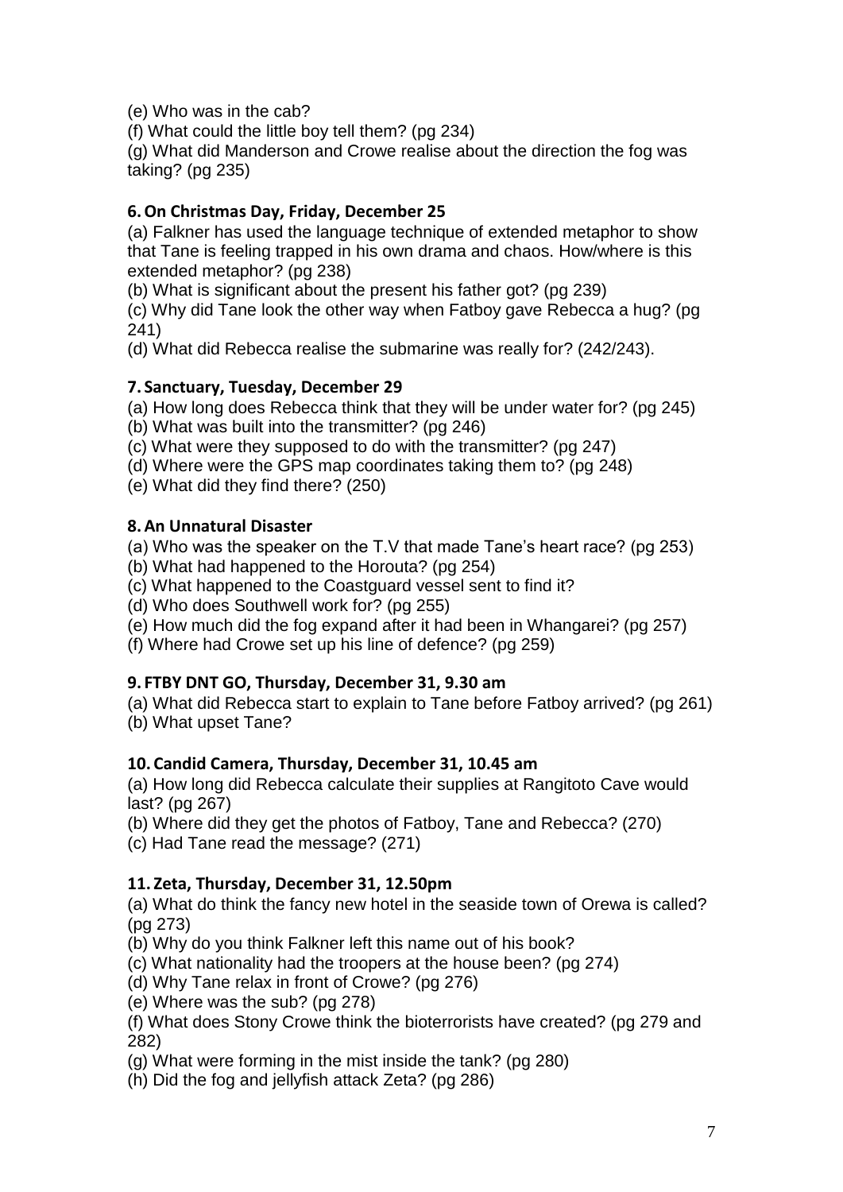(e) Who was in the cab?

(f) What could the little boy tell them? (pg 234)

(g) What did Manderson and Crowe realise about the direction the fog was taking? (pg 235)

### 6. On Christmas Day, Friday, December 25

(a) Falkner has used the language technique of extended metaphor to show that Tane is feeling trapped in his own drama and chaos. How/where is this extended metaphor? (pg 238)

(b) What is significant about the present his father got? (pg 239)

(c) Why did Tane look the other way when Fatboy gave Rebecca a hug? (pg 241)

(d) What did Rebecca realise the submarine was really for? (242/243).

### 7. Sanctuary, Tuesday, December 29

(a) How long does Rebecca think that they will be under water for? (pg 245)

(b) What was built into the transmitter? (pg 246)

(c) What were they supposed to do with the transmitter? (pg 247)

(d) Where were the GPS map coordinates taking them to? (pg 248)

(e) What did they find there? (250)

### 8. An Unnatural Disaster

(a) Who was the speaker on the T.V that made Tane's heart race? (pg 253)

(b) What had happened to the Horouta? (pg 254)

(c) What happened to the Coastguard vessel sent to find it?

(d) Who does Southwell work for? (pg 255)

(e) How much did the fog expand after it had been in Whangarei? (pg 257)

(f) Where had Crowe set up his line of defence? (pg 259)

### 9. FTBY DNT GO, Thursday, December 31, 9.30 am

(a) What did Rebecca start to explain to Tane before Fatboy arrived? (pg 261)

(b) What upset Tane?

### 10. Candid Camera, Thursday, December 31, 10.45 am

(a) How long did Rebecca calculate their supplies at Rangitoto Cave would last? (pg 267)

(b) Where did they get the photos of Fatboy, Tane and Rebecca? (270)

(c) Had Tane read the message? (271)

### 11. Zeta, Thursday, December 31, 12.50pm

(a) What do think the fancy new hotel in the seaside town of Orewa is called? (pg 273)

(b) Why do you think Falkner left this name out of his book?

(c) What nationality had the troopers at the house been? (pg 274)

(d) Why Tane relax in front of Crowe? (pg 276)

(e) Where was the sub? (pg 278)

(f) What does Stony Crowe think the bioterrorists have created? (pg 279 and 282)

(g) What were forming in the mist inside the tank? (pg 280)

(h) Did the fog and jellyfish attack Zeta? (pg 286)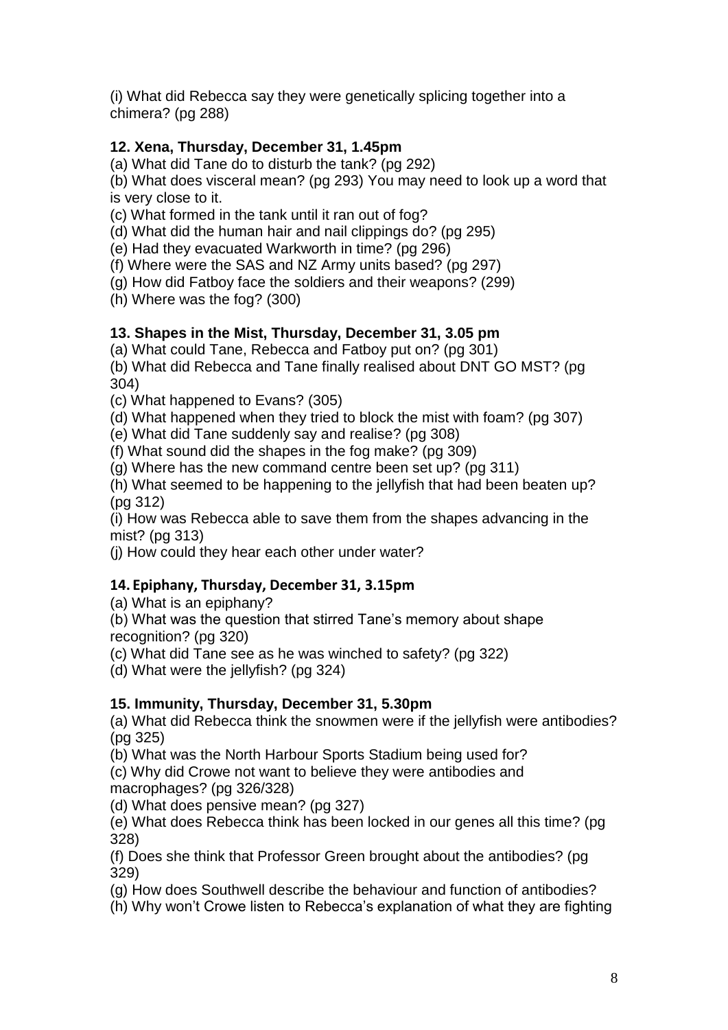(i) What did Rebecca say they were genetically splicing together into a chimera? (pg 288)

**12. Xena, Thursday, December 31, 1.45pm**

(a) What did Tane do to disturb the tank? (pg 292)
(b) What does visceral mean? (pg 293) You may need to look up a word that is very close to it.
(c) What formed in the tank until it ran out of fog?
(d) What did the human hair and nail clippings do? (pg 295)
(e) Had they evacuated Warkworth in time? (pg 296)
(f) Where were the SAS and NZ Army units based? (pg 297)
(g) How did Fatboy face the soldiers and their weapons? (299)
(h) Where was the fog? (300)

**13. Shapes in the Mist, Thursday, December 31, 3.05 pm**

(a) What could Tane, Rebecca and Fatboy put on? (pg 301)
(b) What did Rebecca and Tane finally realised about DNT GO MST? (pg 304)
(c) What happened to Evans? (305)
(d) What happened when they tried to block the mist with foam? (pg 307)
(e) What did Tane suddenly say and realise? (pg 308)
(f) What sound did the shapes in the fog make? (pg 309)
(g) Where has the new command centre been set up? (pg 311)
(h) What seemed to be happening to the jellyfish that had been beaten up? (pg 312)
(i) How was Rebecca able to save them from the shapes advancing in the mist? (pg 313)
(j) How could they hear each other under water?

**14. Epiphany, Thursday, December 31, 3.15pm**

(a) What is an epiphany?
(b) What was the question that stirred Tane's memory about shape recognition? (pg 320)
(c) What did Tane see as he was winched to safety? (pg 322)
(d) What were the jellyfish? (pg 324)

**15. Immunity, Thursday, December 31, 5.30pm**

(a) What did Rebecca think the snowmen were if the jellyfish were antibodies? (pg 325)
(b) What was the North Harbour Sports Stadium being used for?
(c) Why did Crowe not want to believe they were antibodies and macrophages? (pg 326/328)
(d) What does pensive mean? (pg 327)
(e) What does Rebecca think has been locked in our genes all this time? (pg 328)
(f) Does she think that Professor Green brought about the antibodies? (pg 329)
(g) How does Southwell describe the behaviour and function of antibodies?
(h) Why won't Crowe listen to Rebecca's explanation of what they are fighting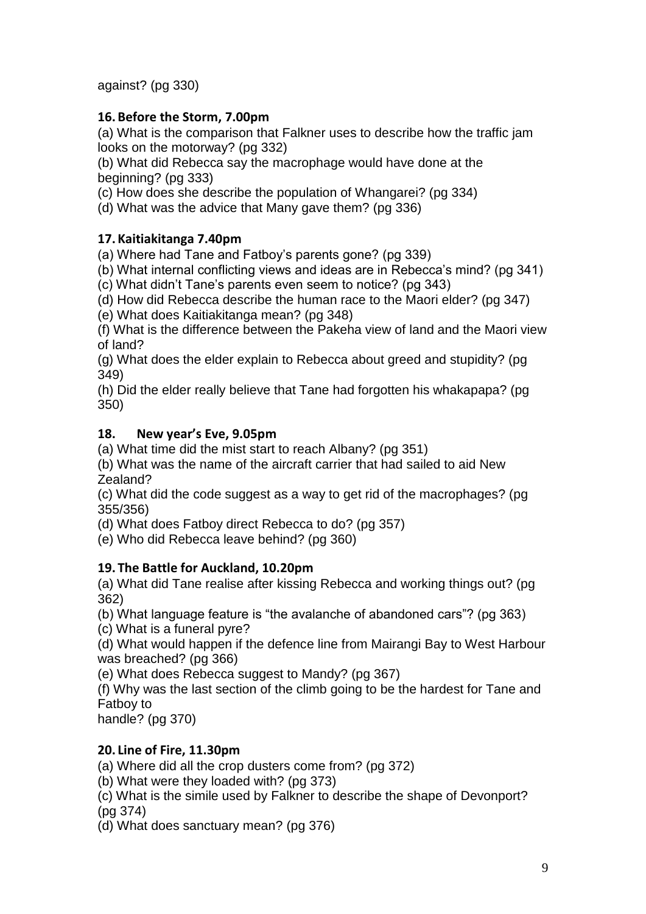against? (pg 330)

### 16. Before the Storm, 7.00pm

(a) What is the comparison that Falkner uses to describe how the traffic jam looks on the motorway? (pg 332)
(b) What did Rebecca say the macrophage would have done at the beginning? (pg 333)
(c) How does she describe the population of Whangarei? (pg 334)
(d) What was the advice that Many gave them? (pg 336)

### 17. Kaitiakitanga 7.40pm

(a) Where had Tane and Fatboy's parents gone? (pg 339)
(b) What internal conflicting views and ideas are in Rebecca's mind? (pg 341)
(c) What didn't Tane's parents even seem to notice? (pg 343)
(d) How did Rebecca describe the human race to the Maori elder? (pg 347)
(e) What does Kaitiakitanga mean? (pg 348)
(f) What is the difference between the Pakeha view of land and the Maori view of land?
(g) What does the elder explain to Rebecca about greed and stupidity? (pg 349)
(h) Did the elder really believe that Tane had forgotten his whakapapa? (pg 350)

### 18. New year's Eve, 9.05pm

(a) What time did the mist start to reach Albany? (pg 351)
(b) What was the name of the aircraft carrier that had sailed to aid New Zealand?
(c) What did the code suggest as a way to get rid of the macrophages? (pg 355/356)
(d) What does Fatboy direct Rebecca to do? (pg 357)
(e) Who did Rebecca leave behind? (pg 360)

### 19. The Battle for Auckland, 10.20pm

(a) What did Tane realise after kissing Rebecca and working things out? (pg 362)
(b) What language feature is "the avalanche of abandoned cars"? (pg 363)
(c) What is a funeral pyre?
(d) What would happen if the defence line from Mairangi Bay to West Harbour was breached? (pg 366)
(e) What does Rebecca suggest to Mandy? (pg 367)
(f) Why was the last section of the climb going to be the hardest for Tane and Fatboy to
handle? (pg 370)

### 20. Line of Fire, 11.30pm

(a) Where did all the crop dusters come from? (pg 372)
(b) What were they loaded with? (pg 373)
(c) What is the simile used by Falkner to describe the shape of Devonport? (pg 374)
(d) What does sanctuary mean? (pg 376)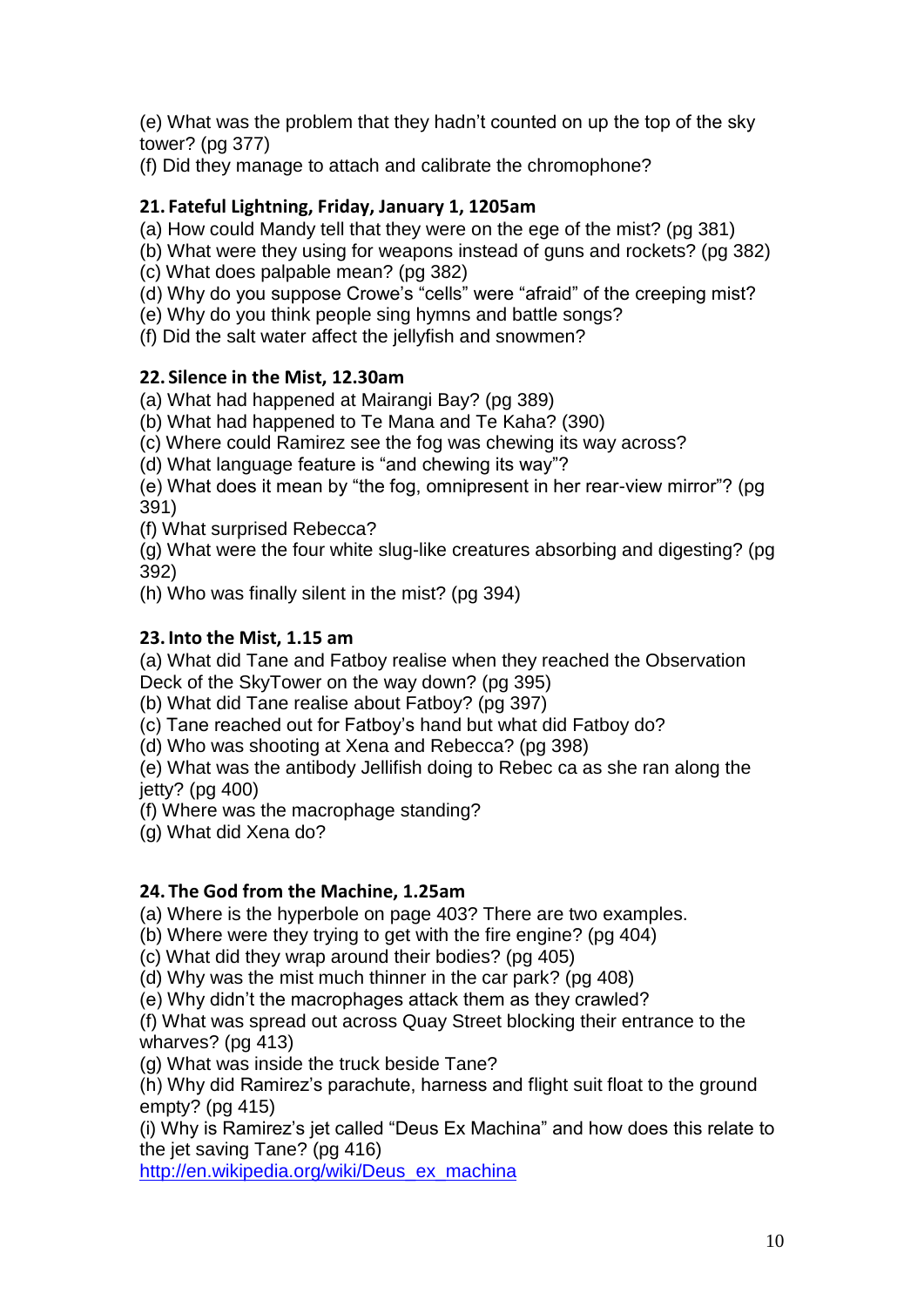(e) What was the problem that they hadn't counted on up the top of the sky tower? (pg 377)

(f) Did they manage to attach and calibrate the chromophone?

### 21. Fateful Lightning, Friday, January 1, 1205am

(a) How could Mandy tell that they were on the ege of the mist? (pg 381)

(b) What were they using for weapons instead of guns and rockets? (pg 382)

(c) What does palpable mean? (pg 382)

(d) Why do you suppose Crowe's "cells" were "afraid" of the creeping mist?

(e) Why do you think people sing hymns and battle songs?

(f) Did the salt water affect the jellyfish and snowmen?

### 22. Silence in the Mist, 12.30am

(a) What had happened at Mairangi Bay? (pg 389)

(b) What had happened to Te Mana and Te Kaha? (390)

(c) Where could Ramirez see the fog was chewing its way across?

(d) What language feature is "and chewing its way"?

(e) What does it mean by "the fog, omnipresent in her rear-view mirror"? (pg 391)

(f) What surprised Rebecca?

(g) What were the four white slug-like creatures absorbing and digesting? (pg 392)

(h) Who was finally silent in the mist? (pg 394)

### 23. Into the Mist, 1.15 am

(a) What did Tane and Fatboy realise when they reached the Observation Deck of the SkyTower on the way down? (pg 395)

(b) What did Tane realise about Fatboy? (pg 397)

(c) Tane reached out for Fatboy's hand but what did Fatboy do?

(d) Who was shooting at Xena and Rebecca? (pg 398)

(e) What was the antibody Jellifish doing to Rebec ca as she ran along the jetty? (pg 400)

(f) Where was the macrophage standing?

(g) What did Xena do?

### 24. The God from the Machine, 1.25am

(a) Where is the hyperbole on page 403? There are two examples.

(b) Where were they trying to get with the fire engine? (pg 404)

(c) What did they wrap around their bodies? (pg 405)

(d) Why was the mist much thinner in the car park? (pg 408)

(e) Why didn't the macrophages attack them as they crawled?

(f) What was spread out across Quay Street blocking their entrance to the wharves? (pg 413)

(g) What was inside the truck beside Tane?

(h) Why did Ramirez's parachute, harness and flight suit float to the ground empty? (pg 415)

(i) Why is Ramirez's jet called "Deus Ex Machina" and how does this relate to the jet saving Tane? (pg 416)

[http://en.wikipedia.org/wiki/Deus_ex_machina](http://en.wikipedia.org/wiki/Deus_ex_machina)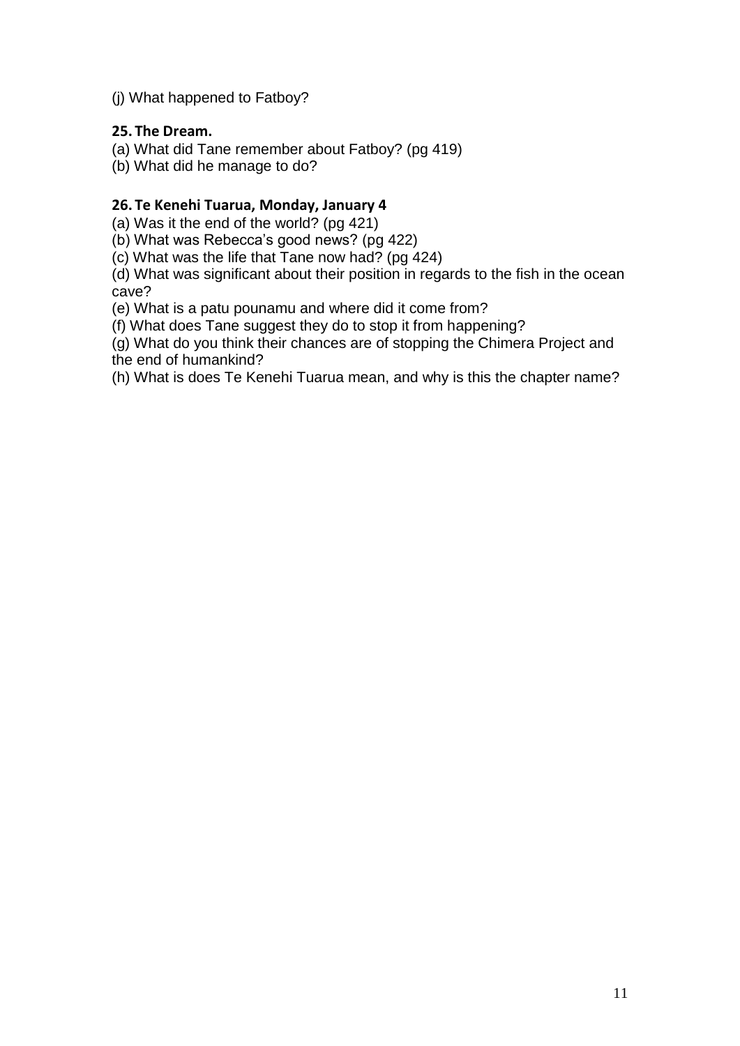(j) What happened to Fatboy?

### 25. The Dream.

(a) What did Tane remember about Fatboy? (pg 419)
(b) What did he manage to do?

### 26. Te Kenehi Tuarua, Monday, January 4

(a) Was it the end of the world? (pg 421)
(b) What was Rebecca's good news? (pg 422)
(c) What was the life that Tane now had? (pg 424)
(d) What was significant about their position in regards to the fish in the ocean cave?
(e) What is a patu pounamu and where did it come from?
(f) What does Tane suggest they do to stop it from happening?
(g) What do you think their chances are of stopping the Chimera Project and the end of humankind?
(h) What is does Te Kenehi Tuarua mean, and why is this the chapter name?